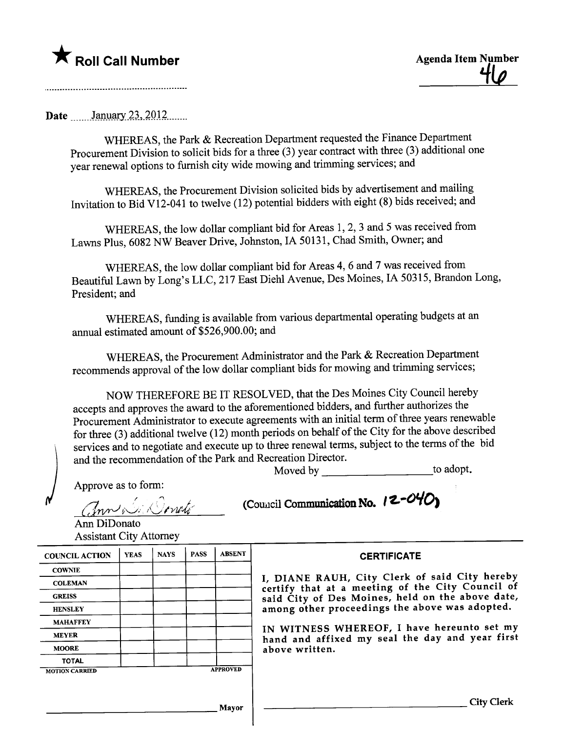★ **Roll Call Number**

**Agenda Item Number**
46

..........................................................

**Date** January 23, 2012

WHEREAS, the Park & Recreation Department requested the Finance Department Procurement Division to solicit bids for a three (3) year contract with three (3) additional one year renewal options to furnish city wide mowing and trimming services; and

WHEREAS, the Procurement Division solicited bids by advertisement and mailing Invitation to Bid V12-041 to twelve (12) potential bidders with eight (8) bids received; and

WHEREAS, the low dollar compliant bid for Areas 1, 2, 3 and 5 was received from Lawns Plus, 6082 NW Beaver Drive, Johnston, IA 50131, Chad Smith, Owner; and

WHEREAS, the low dollar compliant bid for Areas 4, 6 and 7 was received from Beautiful Lawn by Long's LLC, 217 East Diehl Avenue, Des Moines, IA 50315, Brandon Long, President; and

WHEREAS, funding is available from various departmental operating budgets at an annual estimated amount of $526,900.00; and

WHEREAS, the Procurement Administrator and the Park & Recreation Department recommends approval of the low dollar compliant bids for mowing and trimming services;

NOW THEREFORE BE IT RESOLVED, that the Des Moines City Council hereby accepts and approves the award to the aforementioned bidders, and further authorizes the Procurement Administrator to execute agreements with an initial term of three years renewable for three (3) additional twelve (12) month periods on behalf of the City for the above described services and to negotiate and execute up to three renewal terms, subject to the terms of the bid and the recommendation of the Park and Recreation Director.

Moved by ____________________ to adopt.

Approve as to form:

Ann DiDonato
Assistant City Attorney

(Council Communication No. 12-040)

| COUNCIL ACTION | YEAS | NAYS | PASS | ABSENT |
|---|---|---|---|---|
| COWNIE | | | | |
| COLEMAN | | | | |
| GREISS | | | | |
| HENSLEY | | | | |
| MAHAFFEY | | | | |
| MEYER | | | | |
| MOORE | | | | |
| TOTAL | | | | |
| MOTION CARRIED | | | | APPROVED |

____________________ Mayor

**CERTIFICATE**

I, DIANE RAUH, City Clerk of said City hereby certify that at a meeting of the City Council of said City of Des Moines, held on the above date, among other proceedings the above was adopted.

IN WITNESS WHEREOF, I have hereunto set my hand and affixed my seal the day and year first above written.

____________________ City Clerk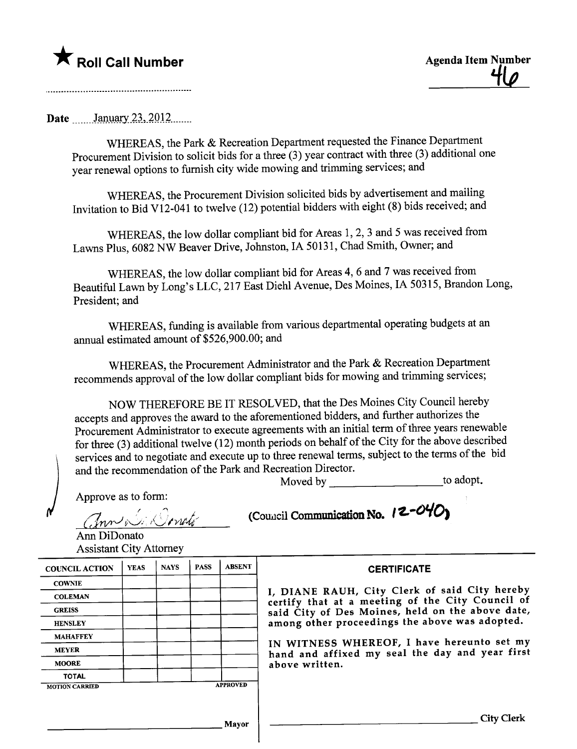★ **Roll Call Number**

**Agenda Item Number**
46

..........................................................

**Date** January 23, 2012

WHEREAS, the Park & Recreation Department requested the Finance Department Procurement Division to solicit bids for a three (3) year contract with three (3) additional one year renewal options to furnish city wide mowing and trimming services; and

WHEREAS, the Procurement Division solicited bids by advertisement and mailing Invitation to Bid V12-041 to twelve (12) potential bidders with eight (8) bids received; and

WHEREAS, the low dollar compliant bid for Areas 1, 2, 3 and 5 was received from Lawns Plus, 6082 NW Beaver Drive, Johnston, IA 50131, Chad Smith, Owner; and

WHEREAS, the low dollar compliant bid for Areas 4, 6 and 7 was received from Beautiful Lawn by Long's LLC, 217 East Diehl Avenue, Des Moines, IA 50315, Brandon Long, President; and

WHEREAS, funding is available from various departmental operating budgets at an annual estimated amount of $526,900.00; and

WHEREAS, the Procurement Administrator and the Park & Recreation Department recommends approval of the low dollar compliant bids for mowing and trimming services;

NOW THEREFORE BE IT RESOLVED, that the Des Moines City Council hereby accepts and approves the award to the aforementioned bidders, and further authorizes the Procurement Administrator to execute agreements with an initial term of three years renewable for three (3) additional twelve (12) month periods on behalf of the City for the above described services and to negotiate and execute up to three renewal terms, subject to the terms of the bid and the recommendation of the Park and Recreation Director.

Moved by ____________________ to adopt.

Approve as to form:

Ann DiDonato
Assistant City Attorney

(Council Communication No. 12-040)

| COUNCIL ACTION | YEAS | NAYS | PASS | ABSENT |
|---|---|---|---|---|
| COWNIE | | | | |
| COLEMAN | | | | |
| GREISS | | | | |
| HENSLEY | | | | |
| MAHAFFEY | | | | |
| MEYER | | | | |
| MOORE | | | | |
| TOTAL | | | | |

MOTION CARRIED APPROVED

______________________________ Mayor

**CERTIFICATE**

I, DIANE RAUH, City Clerk of said City hereby certify that at a meeting of the City Council of said City of Des Moines, held on the above date, among other proceedings the above was adopted.

IN WITNESS WHEREOF, I have hereunto set my hand and affixed my seal the day and year first above written.

______________________________ City Clerk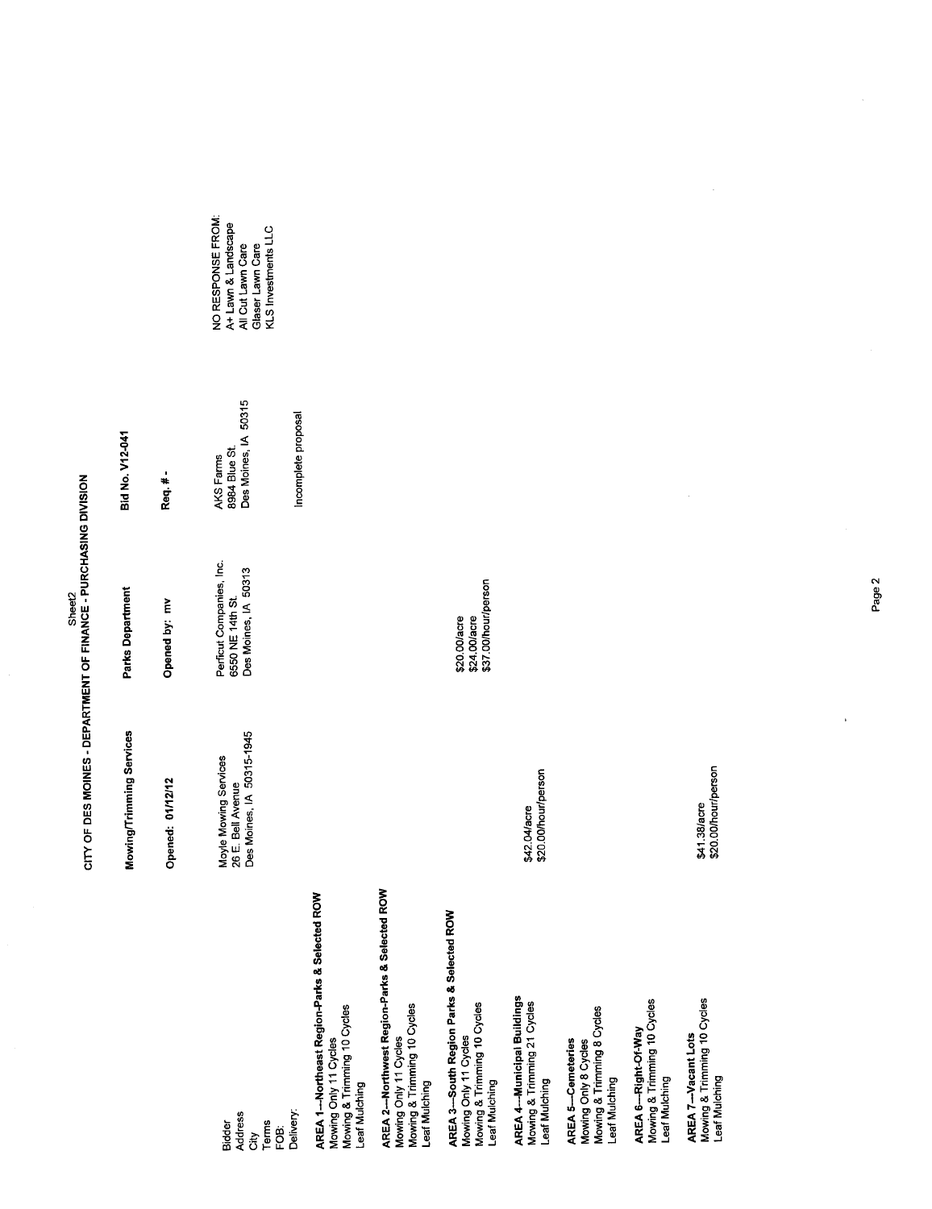Sheet2

CITY OF DES MOINES - DEPARTMENT OF FINANCE - PURCHASING DIVISION

| | | | | |
|---|---|---|---|---|
| | **Mowing/Trimming Services** | **Parks Department** | **Bid No. V12-041** | |
| | **Opened: 01/12/12** | **Opened by: mv** | **Req. # -** | |
| Bidder<br>Address<br>City<br>Terms<br>FOB:<br>Delivery: | Moyle Mowing Services<br>26 E. Bell Avenue<br>Des Moines, IA 50315-1945 | Perficut Companies, Inc.<br>6550 NE 14th St.<br>Des Moines, IA 50313 | AKS Farms<br>8984 Blue St.<br>Des Moines, IA 50315<br><br><br>Incomplete proposal | NO RESPONSE FROM:<br>A+ Lawn & Landscape<br>All Cut Lawn Care<br>Glaser Lawn Care<br>KLS Investments LLC |
| **AREA 1—Northeast Region-Parks & Selected ROW** | | | | |
| Mowing Only 11 Cycles | | | | |
| Mowing & Trimming 10 Cycles | | | | |
| Leaf Mulching | | | | |
| **AREA 2—Northwest Region-Parks & Selected ROW** | | | | |
| Mowing Only 11 Cycles | | | | |
| Mowing & Trimming 10 Cycles | | | | |
| Leaf Mulching | | | | |
| **AREA 3—South Region Parks & Selected ROW** | | | | |
| Mowing Only 11 Cycles | | $20.00/acre | | |
| Mowing & Trimming 10 Cycles | | $24.00/acre | | |
| Leaf Mulching | | $37.00/hour/person | | |
| **AREA 4—Municipal Buildings** | | | | |
| Mowing & Trimming 21 Cycles | $42.04/acre | | | |
| Leaf Mulching | $20.00/hour/person | | | |
| **AREA 5—Cemeteries** | | | | |
| Mowing Only 8 Cycles | | | | |
| Mowing & Trimming 8 Cycles | | | | |
| Leaf Mulching | | | | |
| **AREA 6—Right-Of-Way** | | | | |
| Mowing & Trimming 10 Cycles | | | | |
| Leaf Mulching | | | | |
| **AREA 7—Vacant Lots** | | | | |
| Mowing & Trimming 10 Cycles | $41.38/acre | | | |
| Leaf Mulching | $20.00/hour/person | | | |